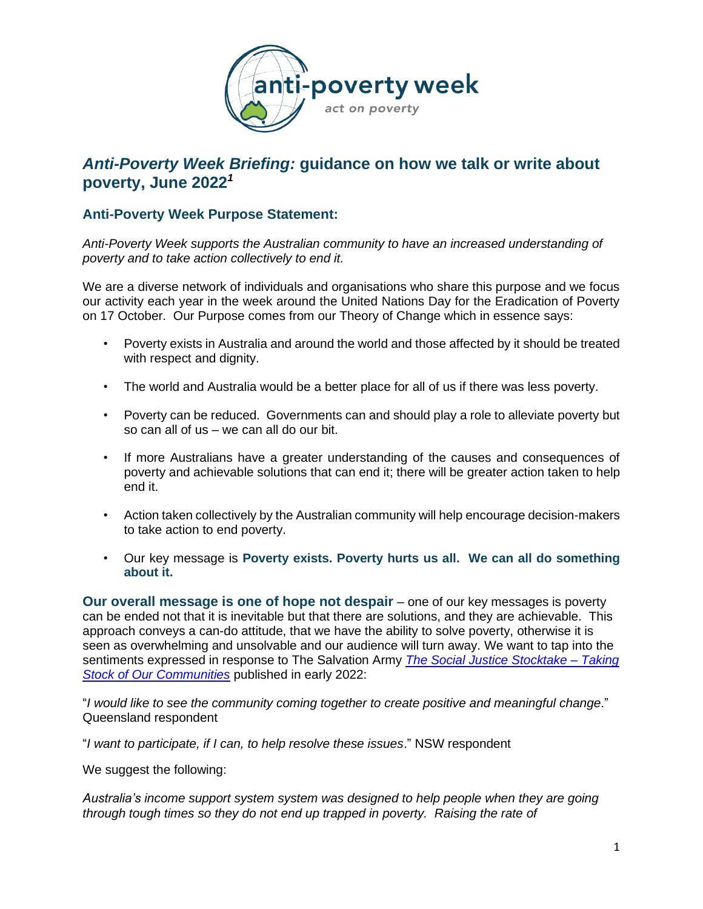# *Anti-Poverty Week Briefing:* guidance on how we talk or write about poverty, June 2022[1]

## Anti-Poverty Week Purpose Statement:

*Anti-Poverty Week supports the Australian community to have an increased understanding of poverty and to take action collectively to end it.*

We are a diverse network of individuals and organisations who share this purpose and we focus our activity each year in the week around the United Nations Day for the Eradication of Poverty on 17 October. Our Purpose comes from our Theory of Change which in essence says:

- Poverty exists in Australia and around the world and those affected by it should be treated with respect and dignity.
- The world and Australia would be a better place for all of us if there was less poverty.
- Poverty can be reduced. Governments can and should play a role to alleviate poverty but so can all of us – we can all do our bit.
- If more Australians have a greater understanding of the causes and consequences of poverty and achievable solutions that can end it; there will be greater action taken to help end it.
- Action taken collectively by the Australian community will help encourage decision-makers to take action to end poverty.
- Our key message is **Poverty exists. Poverty hurts us all. We can all do something about it.**

**Our overall message is one of hope not despair** – one of our key messages is poverty can be ended not that it is inevitable but that there are solutions, and they are achievable. This approach conveys a can-do attitude, that we have the ability to solve poverty, otherwise it is seen as overwhelming and unsolvable and our audience will turn away. We want to tap into the sentiments expressed in response to The Salvation Army *The Social Justice Stocktake – Taking Stock of Our Communities* published in early 2022:

"*I would like to see the community coming together to create positive and meaningful change*." Queensland respondent

"*I want to participate, if I can, to help resolve these issues*." NSW respondent

We suggest the following:

*Australia's income support system system was designed to help people when they are going through tough times so they do not end up trapped in poverty. Raising the rate of*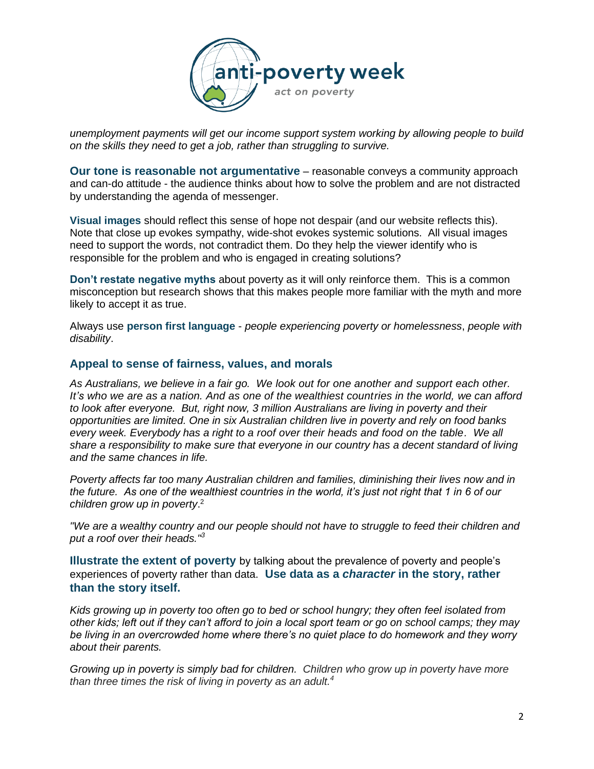*unemployment payments will get our income support system working by allowing people to build on the skills they need to get a job, rather than struggling to survive.*

**Our tone is reasonable not argumentative** – reasonable conveys a community approach and can-do attitude - the audience thinks about how to solve the problem and are not distracted by understanding the agenda of messenger.

**Visual images** should reflect this sense of hope not despair (and our website reflects this). Note that close up evokes sympathy, wide-shot evokes systemic solutions. All visual images need to support the words, not contradict them. Do they help the viewer identify who is responsible for the problem and who is engaged in creating solutions?

**Don't restate negative myths** about poverty as it will only reinforce them. This is a common misconception but research shows that this makes people more familiar with the myth and more likely to accept it as true.

Always use **person first language** - *people experiencing poverty or homelessness*, *people with disability*.

### Appeal to sense of fairness, values, and morals

*As Australians, we believe in a fair go. We look out for one another and support each other. It's who we are as a nation. And as one of the wealthiest countries in the world, we can afford to look after everyone. But, right now, 3 million Australians are living in poverty and their opportunities are limited. One in six Australian children live in poverty and rely on food banks every week. Everybody has a right to a roof over their heads and food on the table. We all share a responsibility to make sure that everyone in our country has a decent standard of living and the same chances in life.*

*Poverty affects far too many Australian children and families, diminishing their lives now and in the future. As one of the wealthiest countries in the world, it's just not right that 1 in 6 of our children grow up in poverty.*[2]

*"We are a wealthy country and our people should not have to struggle to feed their children and put a roof over their heads."*[3]

**Illustrate the extent of poverty** by talking about the prevalence of poverty and people's experiences of poverty rather than data. **Use data as a *character* in the story, rather than the story itself.**

*Kids growing up in poverty too often go to bed or school hungry; they often feel isolated from other kids; left out if they can't afford to join a local sport team or go on school camps; they may be living in an overcrowded home where there's no quiet place to do homework and they worry about their parents.*

*Growing up in poverty is simply bad for children. Children who grow up in poverty have more than three times the risk of living in poverty as an adult.*[4]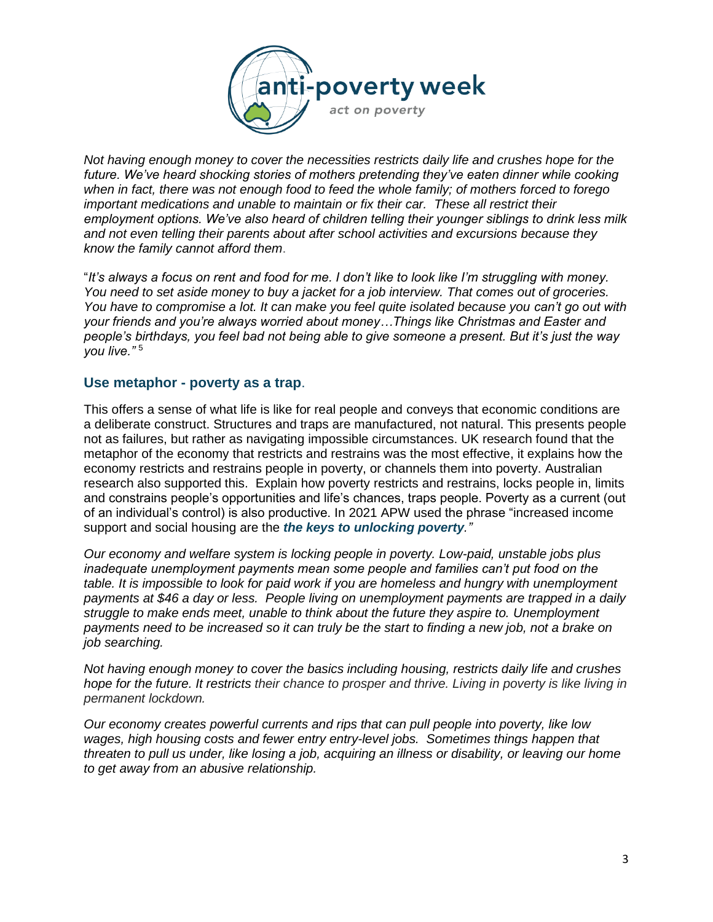*Not having enough money to cover the necessities restricts daily life and crushes hope for the future. We've heard shocking stories of mothers pretending they've eaten dinner while cooking when in fact, there was not enough food to feed the whole family; of mothers forced to forego important medications and unable to maintain or fix their car. These all restrict their employment options. We've also heard of children telling their younger siblings to drink less milk and not even telling their parents about after school activities and excursions because they know the family cannot afford them*.

"*It's always a focus on rent and food for me. I don't like to look like I'm struggling with money. You need to set aside money to buy a jacket for a job interview. That comes out of groceries. You have to compromise a lot. It can make you feel quite isolated because you can't go out with your friends and you're always worried about money…Things like Christmas and Easter and people's birthdays, you feel bad not being able to give someone a present. But it's just the way you live."* [5]

## Use metaphor - poverty as a trap.

This offers a sense of what life is like for real people and conveys that economic conditions are a deliberate construct. Structures and traps are manufactured, not natural. This presents people not as failures, but rather as navigating impossible circumstances. UK research found that the metaphor of the economy that restricts and restrains was the most effective, it explains how the economy restricts and restrains people in poverty, or channels them into poverty. Australian research also supported this. Explain how poverty restricts and restrains, locks people in, limits and constrains people's opportunities and life's chances, traps people. Poverty as a current (out of an individual's control) is also productive. In 2021 APW used the phrase "increased income support and social housing are the ***the keys to unlocking poverty**."*

*Our economy and welfare system is locking people in poverty. Low-paid, unstable jobs plus inadequate unemployment payments mean some people and families can't put food on the table. It is impossible to look for paid work if you are homeless and hungry with unemployment payments at $46 a day or less. People living on unemployment payments are trapped in a daily struggle to make ends meet, unable to think about the future they aspire to. Unemployment payments need to be increased so it can truly be the start to finding a new job, not a brake on job searching.*

*Not having enough money to cover the basics including housing, restricts daily life and crushes hope for the future. It restricts their chance to prosper and thrive. Living in poverty is like living in permanent lockdown.*

*Our economy creates powerful currents and rips that can pull people into poverty, like low wages, high housing costs and fewer entry entry-level jobs. Sometimes things happen that threaten to pull us under, like losing a job, acquiring an illness or disability, or leaving our home to get away from an abusive relationship.*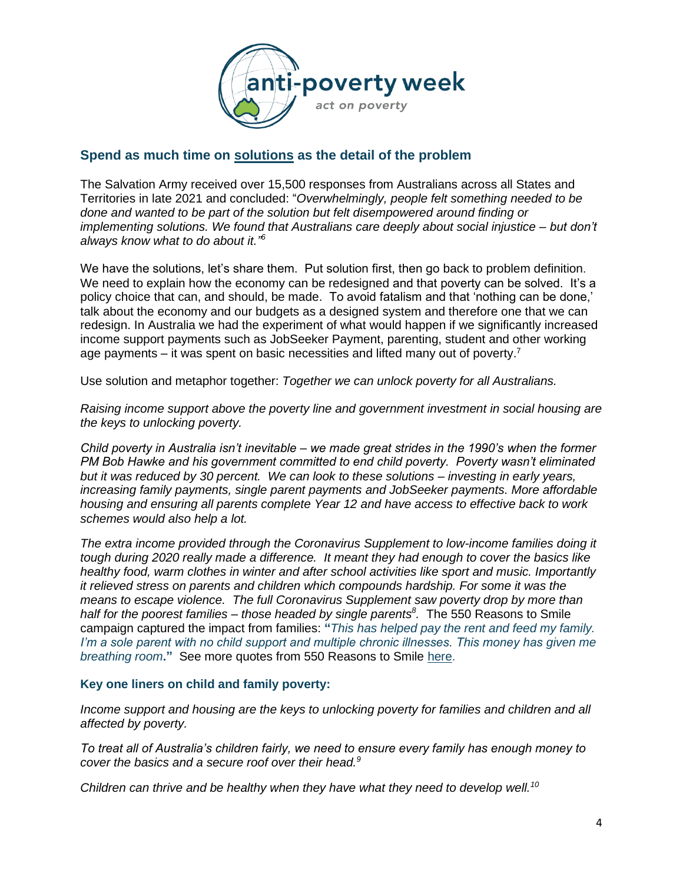## Spend as much time on solutions as the detail of the problem

The Salvation Army received over 15,500 responses from Australians across all States and Territories in late 2021 and concluded: "*Overwhelmingly, people felt something needed to be done and wanted to be part of the solution but felt disempowered around finding or implementing solutions. We found that Australians care deeply about social injustice – but don't always know what to do about it."*[6]

We have the solutions, let's share them. Put solution first, then go back to problem definition. We need to explain how the economy can be redesigned and that poverty can be solved. It's a policy choice that can, and should, be made. To avoid fatalism and that 'nothing can be done,' talk about the economy and our budgets as a designed system and therefore one that we can redesign. In Australia we had the experiment of what would happen if we significantly increased income support payments such as JobSeeker Payment, parenting, student and other working age payments – it was spent on basic necessities and lifted many out of poverty.[7]

Use solution and metaphor together: *Together we can unlock poverty for all Australians.*

*Raising income support above the poverty line and government investment in social housing are the keys to unlocking poverty.*

*Child poverty in Australia isn't inevitable – we made great strides in the 1990's when the former PM Bob Hawke and his government committed to end child poverty. Poverty wasn't eliminated but it was reduced by 30 percent. We can look to these solutions – investing in early years, increasing family payments, single parent payments and JobSeeker payments. More affordable housing and ensuring all parents complete Year 12 and have access to effective back to work schemes would also help a lot.*

*The extra income provided through the Coronavirus Supplement to low-income families doing it tough during 2020 really made a difference. It meant they had enough to cover the basics like healthy food, warm clothes in winter and after school activities like sport and music. Importantly it relieved stress on parents and children which compounds hardship. For some it was the means to escape violence. The full Coronavirus Supplement saw poverty drop by more than half for the poorest families – those headed by single parents*[8]. The 550 Reasons to Smile campaign captured the impact from families: **"***This has helped pay the rent and feed my family. I'm a sole parent with no child support and multiple chronic illnesses. This money has given me breathing room***."** See more quotes from 550 Reasons to Smile here.

### Key one liners on child and family poverty:

*Income support and housing are the keys to unlocking poverty for families and children and all affected by poverty.*

*To treat all of Australia's children fairly, we need to ensure every family has enough money to cover the basics and a secure roof over their head.*[9]

*Children can thrive and be healthy when they have what they need to develop well.*[10]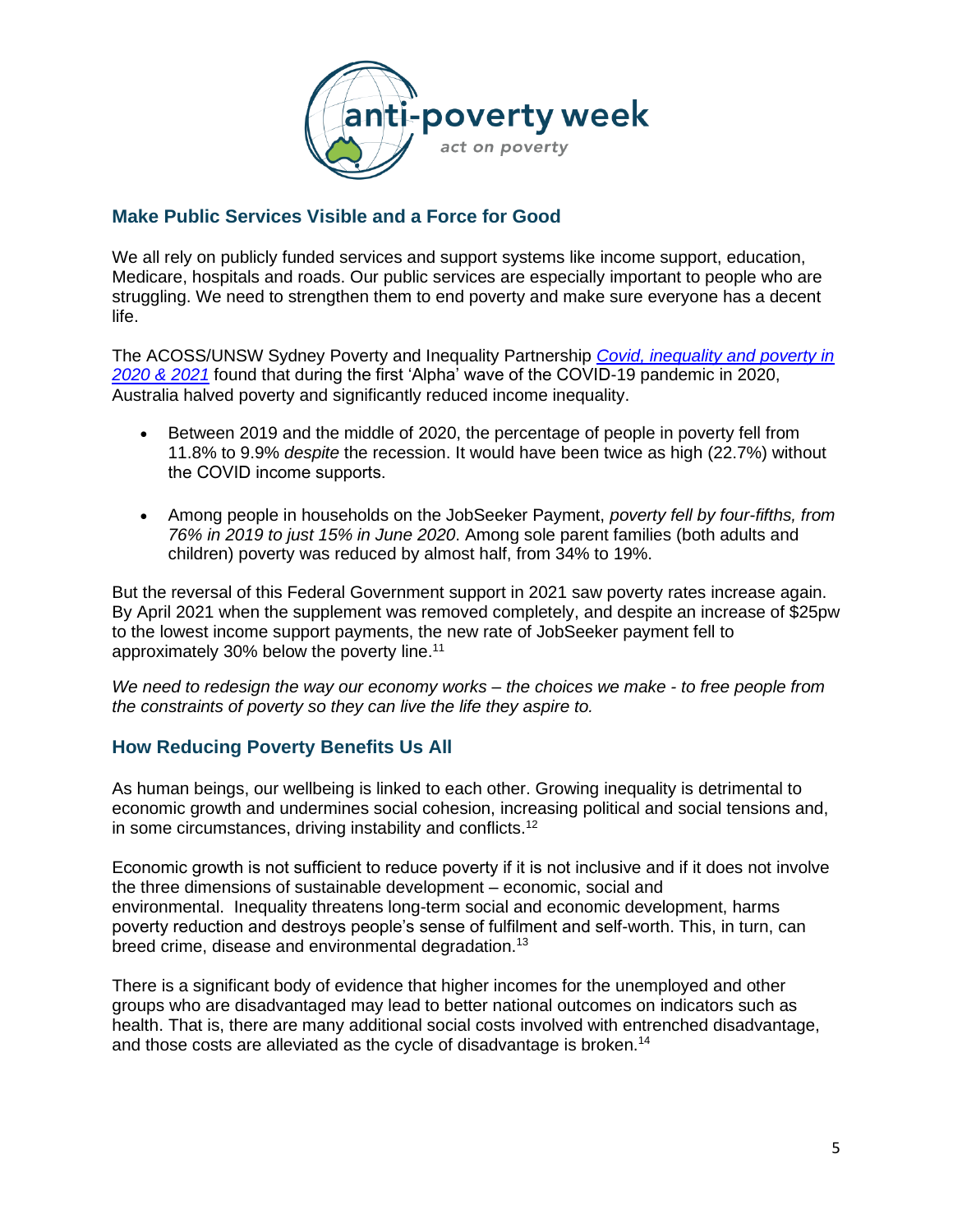## Make Public Services Visible and a Force for Good

We all rely on publicly funded services and support systems like income support, education, Medicare, hospitals and roads. Our public services are especially important to people who are struggling. We need to strengthen them to end poverty and make sure everyone has a decent life.

The ACOSS/UNSW Sydney Poverty and Inequality Partnership *Covid, inequality and poverty in 2020 & 2021* found that during the first 'Alpha' wave of the COVID-19 pandemic in 2020, Australia halved poverty and significantly reduced income inequality.

- Between 2019 and the middle of 2020, the percentage of people in poverty fell from 11.8% to 9.9% *despite* the recession. It would have been twice as high (22.7%) without the COVID income supports.

- Among people in households on the JobSeeker Payment, *poverty fell by four-fifths, from 76% in 2019 to just 15% in June 2020*. Among sole parent families (both adults and children) poverty was reduced by almost half, from 34% to 19%.

But the reversal of this Federal Government support in 2021 saw poverty rates increase again. By April 2021 when the supplement was removed completely, and despite an increase of $25pw to the lowest income support payments, the new rate of JobSeeker payment fell to approximately 30% below the poverty line.[11]

*We need to redesign the way our economy works – the choices we make - to free people from the constraints of poverty so they can live the life they aspire to.*

## How Reducing Poverty Benefits Us All

As human beings, our wellbeing is linked to each other. Growing inequality is detrimental to economic growth and undermines social cohesion, increasing political and social tensions and, in some circumstances, driving instability and conflicts.[12]

Economic growth is not sufficient to reduce poverty if it is not inclusive and if it does not involve the three dimensions of sustainable development – economic, social and environmental. Inequality threatens long-term social and economic development, harms poverty reduction and destroys people's sense of fulfilment and self-worth. This, in turn, can breed crime, disease and environmental degradation.[13]

There is a significant body of evidence that higher incomes for the unemployed and other groups who are disadvantaged may lead to better national outcomes on indicators such as health. That is, there are many additional social costs involved with entrenched disadvantage, and those costs are alleviated as the cycle of disadvantage is broken.[14]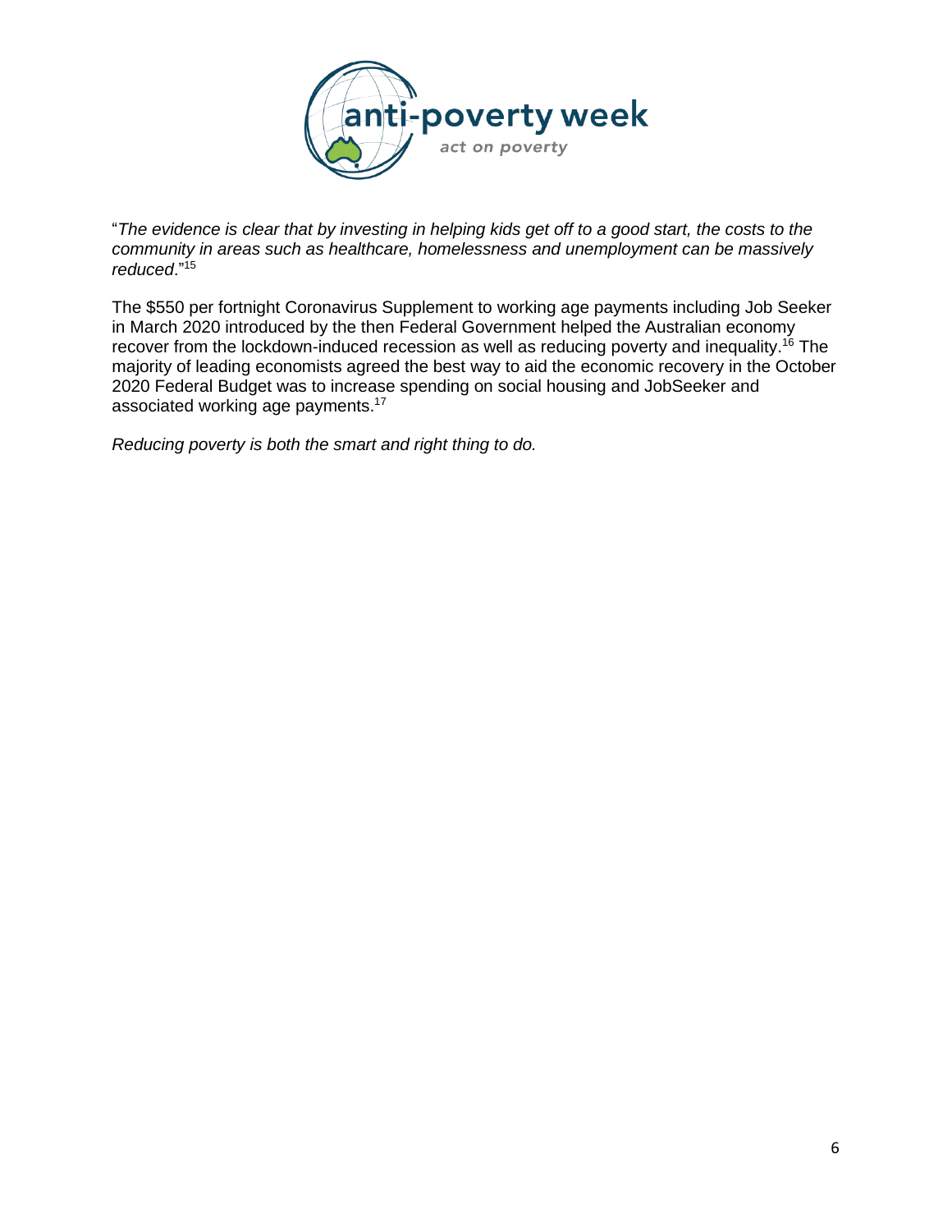"*The evidence is clear that by investing in helping kids get off to a good start, the costs to the community in areas such as healthcare, homelessness and unemployment can be massively reduced*."[15]

The $550 per fortnight Coronavirus Supplement to working age payments including Job Seeker in March 2020 introduced by the then Federal Government helped the Australian economy recover from the lockdown-induced recession as well as reducing poverty and inequality.[16] The majority of leading economists agreed the best way to aid the economic recovery in the October 2020 Federal Budget was to increase spending on social housing and JobSeeker and associated working age payments.[17]

*Reducing poverty is both the smart and right thing to do.*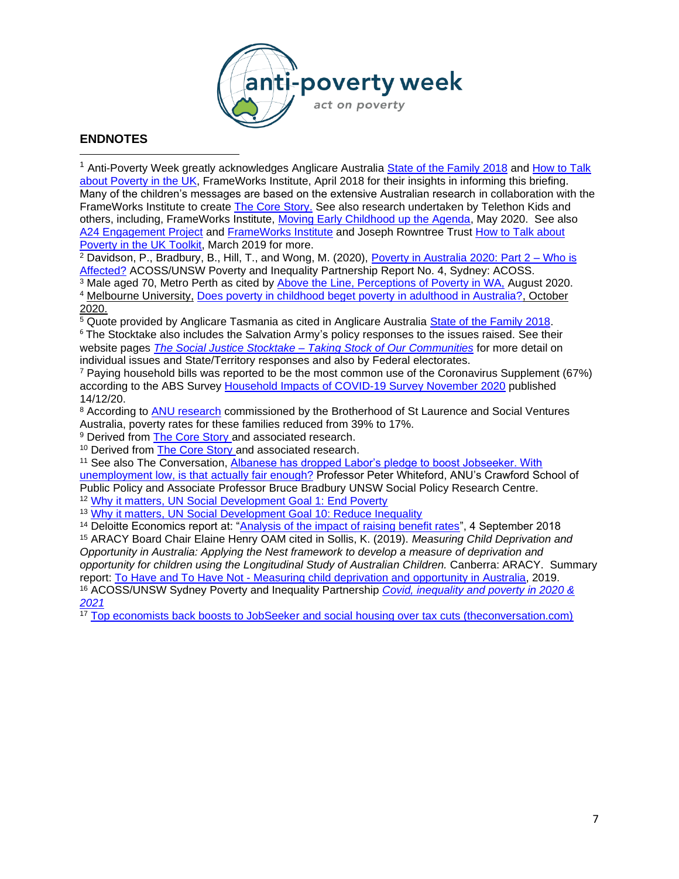## ENDNOTES

[1] Anti-Poverty Week greatly acknowledges Anglicare Australia State of the Family 2018 and How to Talk about Poverty in the UK, FrameWorks Institute, April 2018 for their insights in informing this briefing. Many of the children's messages are based on the extensive Australian research in collaboration with the FrameWorks Institute to create The Core Story. See also research undertaken by Telethon Kids and others, including, FrameWorks Institute, Moving Early Childhood up the Agenda, May 2020. See also A24 Engagement Project and FrameWorks Institute and Joseph Rowntree Trust How to Talk about Poverty in the UK Toolkit, March 2019 for more.

[2] Davidson, P., Bradbury, B., Hill, T., and Wong, M. (2020), Poverty in Australia 2020: Part 2 – Who is Affected? ACOSS/UNSW Poverty and Inequality Partnership Report No. 4, Sydney: ACOSS.

[3] Male aged 70, Metro Perth as cited by Above the Line, Perceptions of Poverty in WA, August 2020.

[4] Melbourne University, Does poverty in childhood beget poverty in adulthood in Australia?, October 2020.

[5] Quote provided by Anglicare Tasmania as cited in Anglicare Australia State of the Family 2018.

[6] The Stocktake also includes the Salvation Army's policy responses to the issues raised. See their website pages *The Social Justice Stocktake – Taking Stock of Our Communities* for more detail on individual issues and State/Territory responses and also by Federal electorates.

[7] Paying household bills was reported to be the most common use of the Coronavirus Supplement (67%) according to the ABS Survey Household Impacts of COVID-19 Survey November 2020 published 14/12/20.

[8] According to ANU research commissioned by the Brotherhood of St Laurence and Social Ventures Australia, poverty rates for these families reduced from 39% to 17%.

[9] Derived from The Core Story and associated research.

[10] Derived from The Core Story and associated research.

[11] See also The Conversation, Albanese has dropped Labor's pledge to boost Jobseeker. With unemployment low, is that actually fair enough? Professor Peter Whiteford, ANU's Crawford School of Public Policy and Associate Professor Bruce Bradbury UNSW Social Policy Research Centre.

[12] Why it matters, UN Social Development Goal 1: End Poverty

[13] Why it matters, UN Social Development Goal 10: Reduce Inequality

[14] Deloitte Economics report at: "Analysis of the impact of raising benefit rates", 4 September 2018

[15] ARACY Board Chair Elaine Henry OAM cited in Sollis, K. (2019). *Measuring Child Deprivation and Opportunity in Australia: Applying the Nest framework to develop a measure of deprivation and opportunity for children using the Longitudinal Study of Australian Children.* Canberra: ARACY. Summary report: To Have and To Have Not - Measuring child deprivation and opportunity in Australia, 2019.

[16] ACOSS/UNSW Sydney Poverty and Inequality Partnership *Covid, inequality and poverty in 2020 & 2021*

[17] Top economists back boosts to JobSeeker and social housing over tax cuts (theconversation.com)